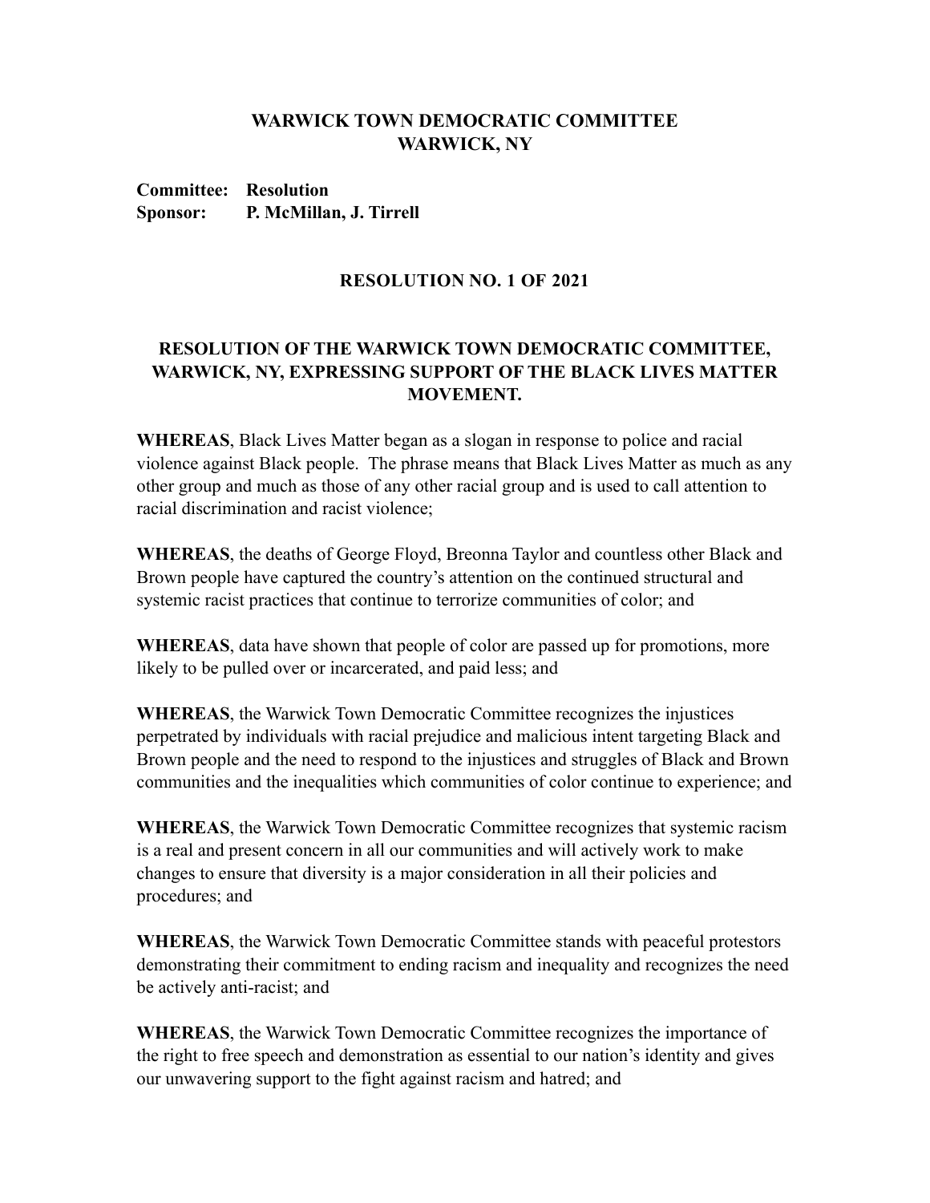## WARWICK TOWN DEMOCRATIC COMMITTEE
## WARWICK, NY

**Committee: Resolution**
**Sponsor: P. McMillan, J. Tirrell**

### RESOLUTION NO. 1 OF 2021

### RESOLUTION OF THE WARWICK TOWN DEMOCRATIC COMMITTEE, WARWICK, NY, EXPRESSING SUPPORT OF THE BLACK LIVES MATTER MOVEMENT.

**WHEREAS**, Black Lives Matter began as a slogan in response to police and racial violence against Black people. The phrase means that Black Lives Matter as much as any other group and much as those of any other racial group and is used to call attention to racial discrimination and racist violence;

**WHEREAS**, the deaths of George Floyd, Breonna Taylor and countless other Black and Brown people have captured the country's attention on the continued structural and systemic racist practices that continue to terrorize communities of color; and

**WHEREAS**, data have shown that people of color are passed up for promotions, more likely to be pulled over or incarcerated, and paid less; and

**WHEREAS**, the Warwick Town Democratic Committee recognizes the injustices perpetrated by individuals with racial prejudice and malicious intent targeting Black and Brown people and the need to respond to the injustices and struggles of Black and Brown communities and the inequalities which communities of color continue to experience; and

**WHEREAS**, the Warwick Town Democratic Committee recognizes that systemic racism is a real and present concern in all our communities and will actively work to make changes to ensure that diversity is a major consideration in all their policies and procedures; and

**WHEREAS**, the Warwick Town Democratic Committee stands with peaceful protestors demonstrating their commitment to ending racism and inequality and recognizes the need be actively anti-racist; and

**WHEREAS**, the Warwick Town Democratic Committee recognizes the importance of the right to free speech and demonstration as essential to our nation's identity and gives our unwavering support to the fight against racism and hatred; and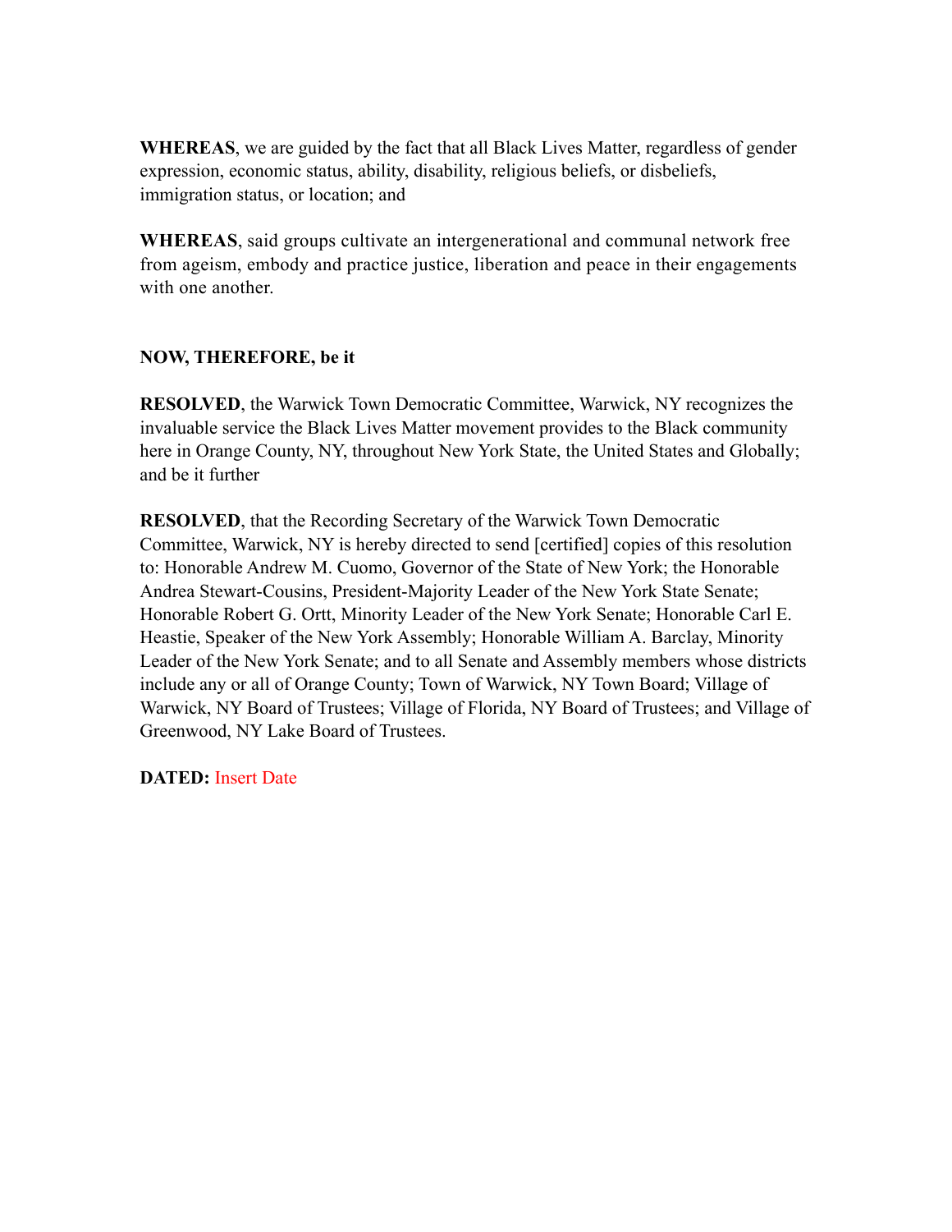**WHEREAS**, we are guided by the fact that all Black Lives Matter, regardless of gender expression, economic status, ability, disability, religious beliefs, or disbeliefs, immigration status, or location; and

**WHEREAS**, said groups cultivate an intergenerational and communal network free from ageism, embody and practice justice, liberation and peace in their engagements with one another.

**NOW, THEREFORE, be it**

**RESOLVED**, the Warwick Town Democratic Committee, Warwick, NY recognizes the invaluable service the Black Lives Matter movement provides to the Black community here in Orange County, NY, throughout New York State, the United States and Globally; and be it further

**RESOLVED**, that the Recording Secretary of the Warwick Town Democratic Committee, Warwick, NY is hereby directed to send [certified] copies of this resolution to: Honorable Andrew M. Cuomo, Governor of the State of New York; the Honorable Andrea Stewart-Cousins, President-Majority Leader of the New York State Senate; Honorable Robert G. Ortt, Minority Leader of the New York Senate; Honorable Carl E. Heastie, Speaker of the New York Assembly; Honorable William A. Barclay, Minority Leader of the New York Senate; and to all Senate and Assembly members whose districts include any or all of Orange County; Town of Warwick, NY Town Board; Village of Warwick, NY Board of Trustees; Village of Florida, NY Board of Trustees; and Village of Greenwood, NY Lake Board of Trustees.

**DATED:** Insert Date